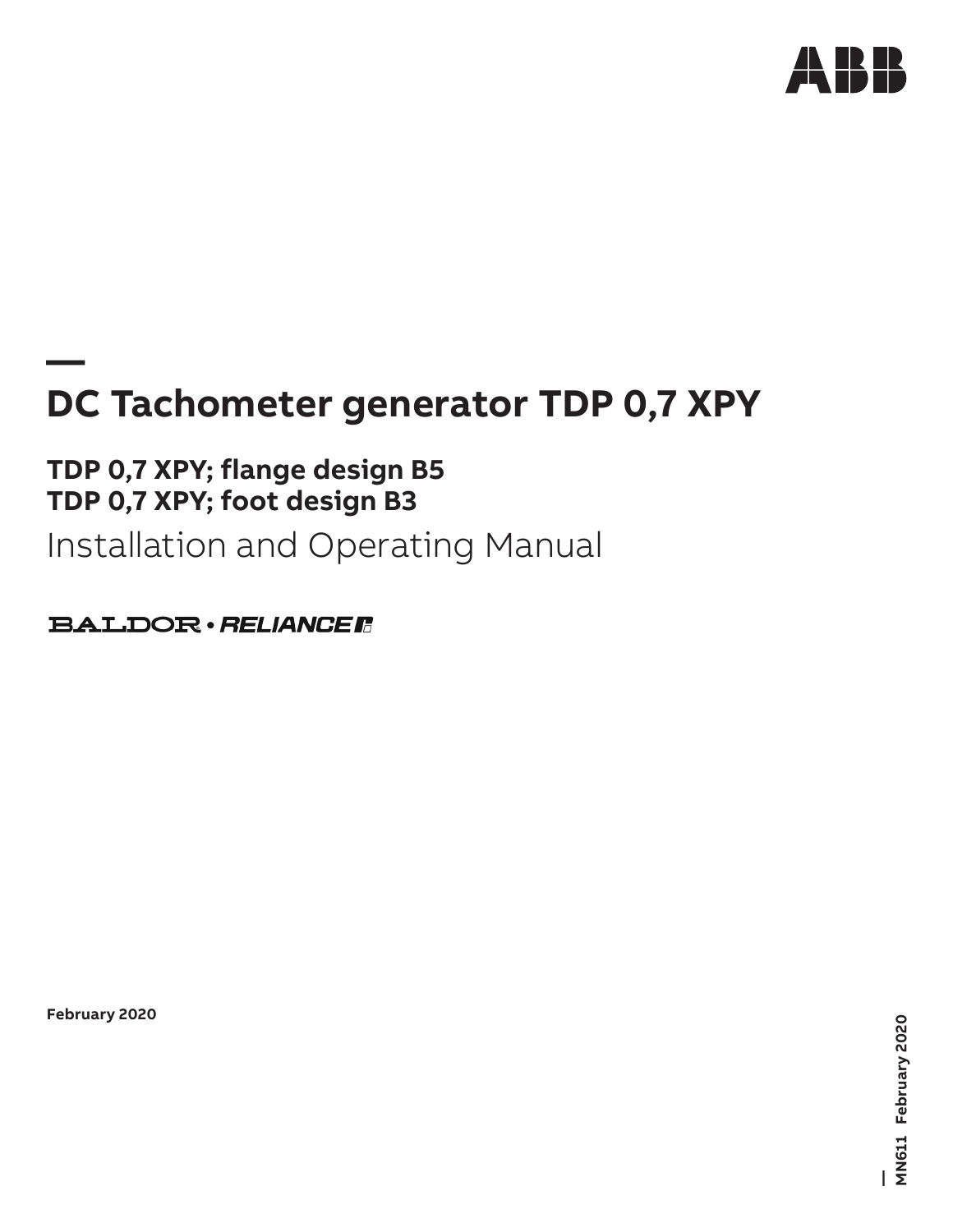ABB

# DC Tachometer generator TDP 0,7 XPY

## TDP 0,7 XPY; flange design B5
## TDP 0,7 XPY; foot design B3

Installation and Operating Manual

BALDOR • RELIANCE

February 2020

MN611 February 2020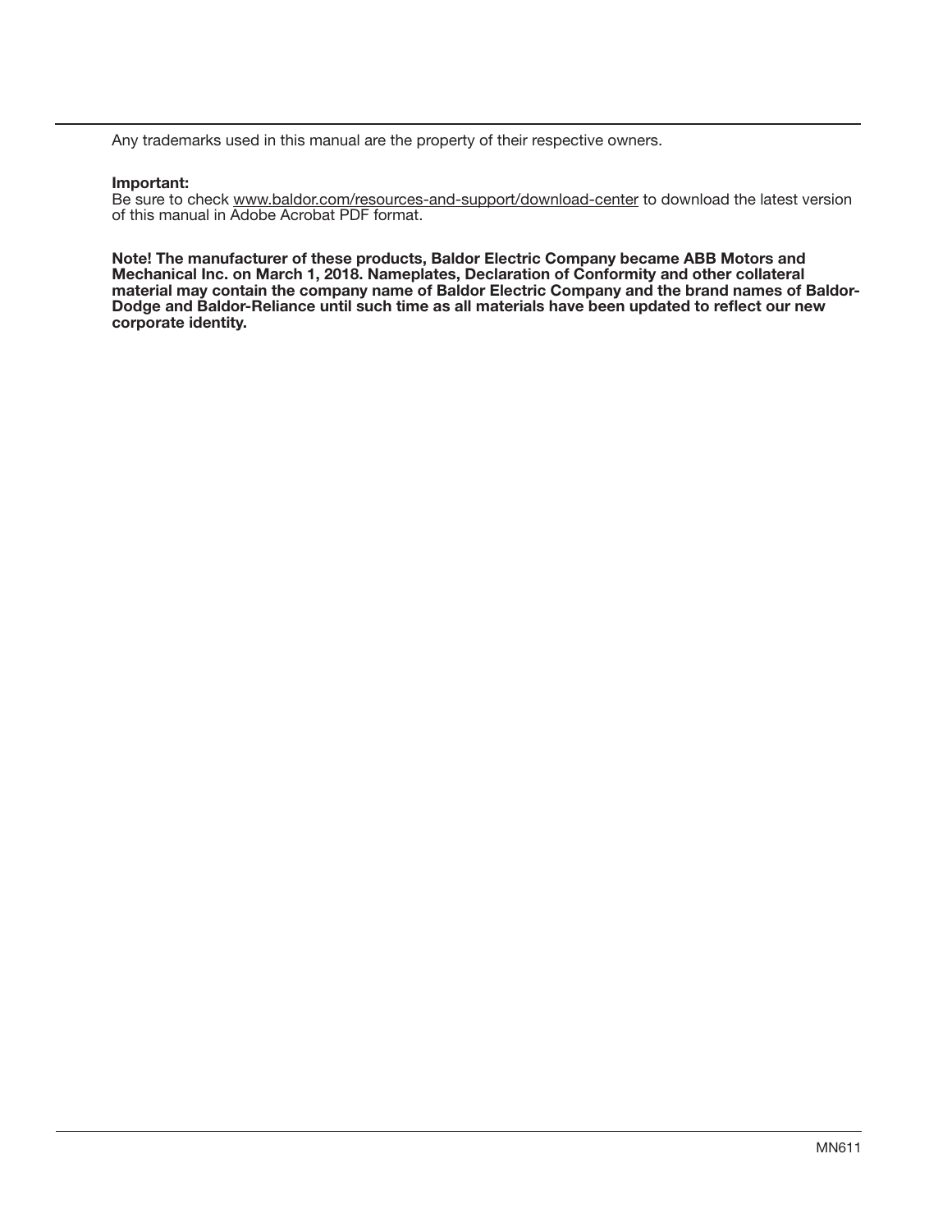Any trademarks used in this manual are the property of their respective owners.

**Important:**
Be sure to check www.baldor.com/resources-and-support/download-center to download the latest version of this manual in Adobe Acrobat PDF format.

**Note! The manufacturer of these products, Baldor Electric Company became ABB Motors and Mechanical Inc. on March 1, 2018. Nameplates, Declaration of Conformity and other collateral material may contain the company name of Baldor Electric Company and the brand names of Baldor-Dodge and Baldor-Reliance until such time as all materials have been updated to reflect our new corporate identity.**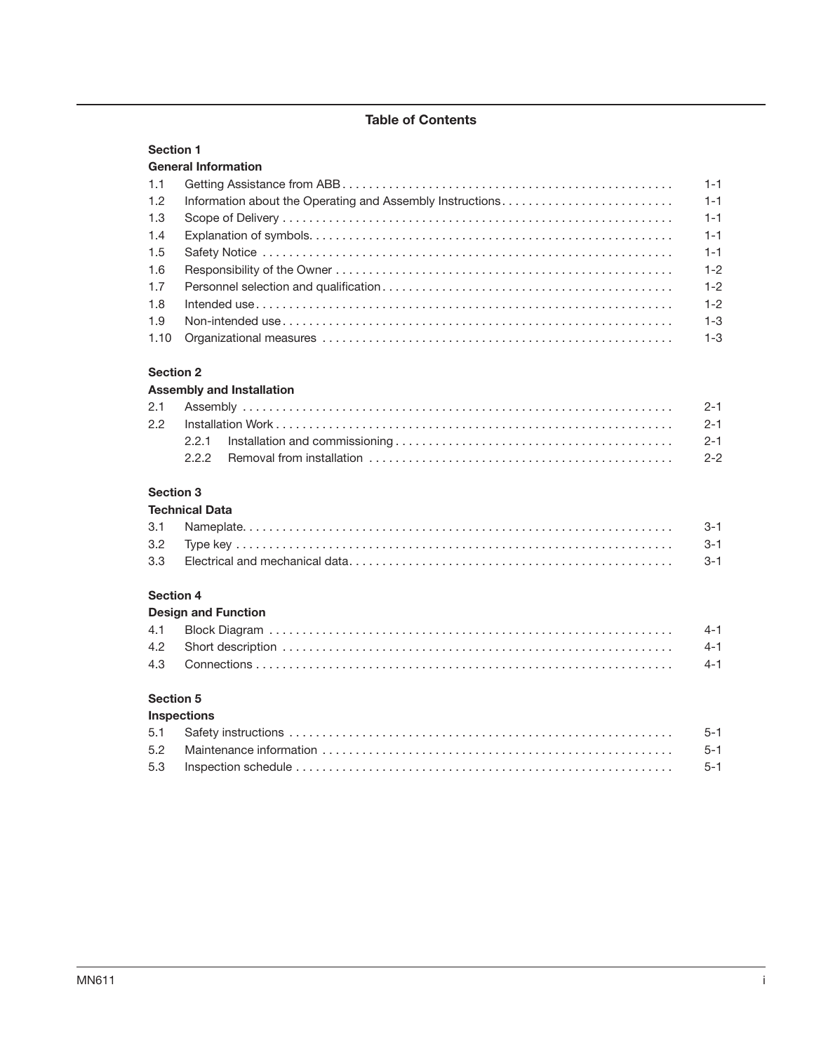# Table of Contents

**Section 1**
**General Information**

| | | |
|---|---|---|
| 1.1 | Getting Assistance from ABB | 1-1 |
| 1.2 | Information about the Operating and Assembly Instructions | 1-1 |
| 1.3 | Scope of Delivery | 1-1 |
| 1.4 | Explanation of symbols | 1-1 |
| 1.5 | Safety Notice | 1-1 |
| 1.6 | Responsibility of the Owner | 1-2 |
| 1.7 | Personnel selection and qualification | 1-2 |
| 1.8 | Intended use | 1-2 |
| 1.9 | Non-intended use | 1-3 |
| 1.10 | Organizational measures | 1-3 |

**Section 2**
**Assembly and Installation**

| | | |
|---|---|---|
| 2.1 | Assembly | 2-1 |
| 2.2 | Installation Work | 2-1 |
| 2.2.1 | Installation and commissioning | 2-1 |
| 2.2.2 | Removal from installation | 2-2 |

**Section 3**
**Technical Data**

| | | |
|---|---|---|
| 3.1 | Nameplate | 3-1 |
| 3.2 | Type key | 3-1 |
| 3.3 | Electrical and mechanical data | 3-1 |

**Section 4**
**Design and Function**

| | | |
|---|---|---|
| 4.1 | Block Diagram | 4-1 |
| 4.2 | Short description | 4-1 |
| 4.3 | Connections | 4-1 |

**Section 5**
**Inspections**

| | | |
|---|---|---|
| 5.1 | Safety instructions | 5-1 |
| 5.2 | Maintenance information | 5-1 |
| 5.3 | Inspection schedule | 5-1 |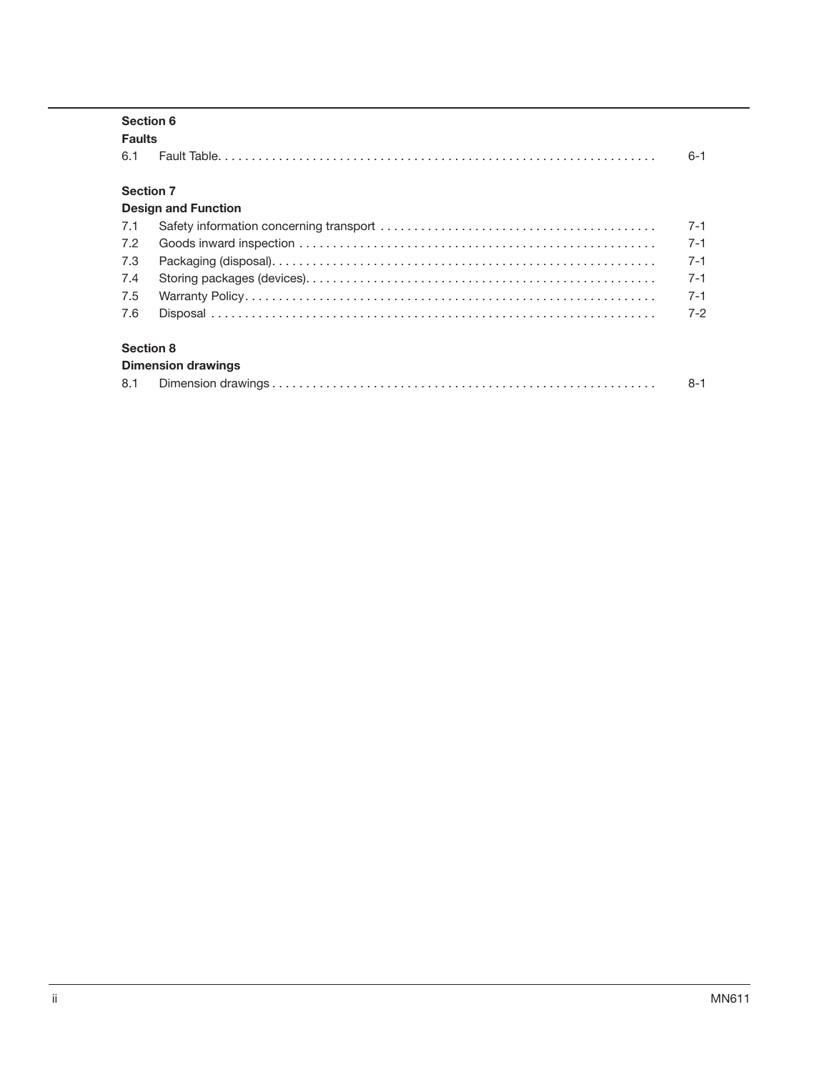**Section 6**

**Faults**

| | | |
|---|---|---|
| 6.1 | Fault Table | 6-1 |

**Section 7**

**Design and Function**

| | | |
|---|---|---|
| 7.1 | Safety information concerning transport | 7-1 |
| 7.2 | Goods inward inspection | 7-1 |
| 7.3 | Packaging (disposal) | 7-1 |
| 7.4 | Storing packages (devices) | 7-1 |
| 7.5 | Warranty Policy | 7-1 |
| 7.6 | Disposal | 7-2 |

**Section 8**

**Dimension drawings**

| | | |
|---|---|---|
| 8.1 | Dimension drawings | 8-1 |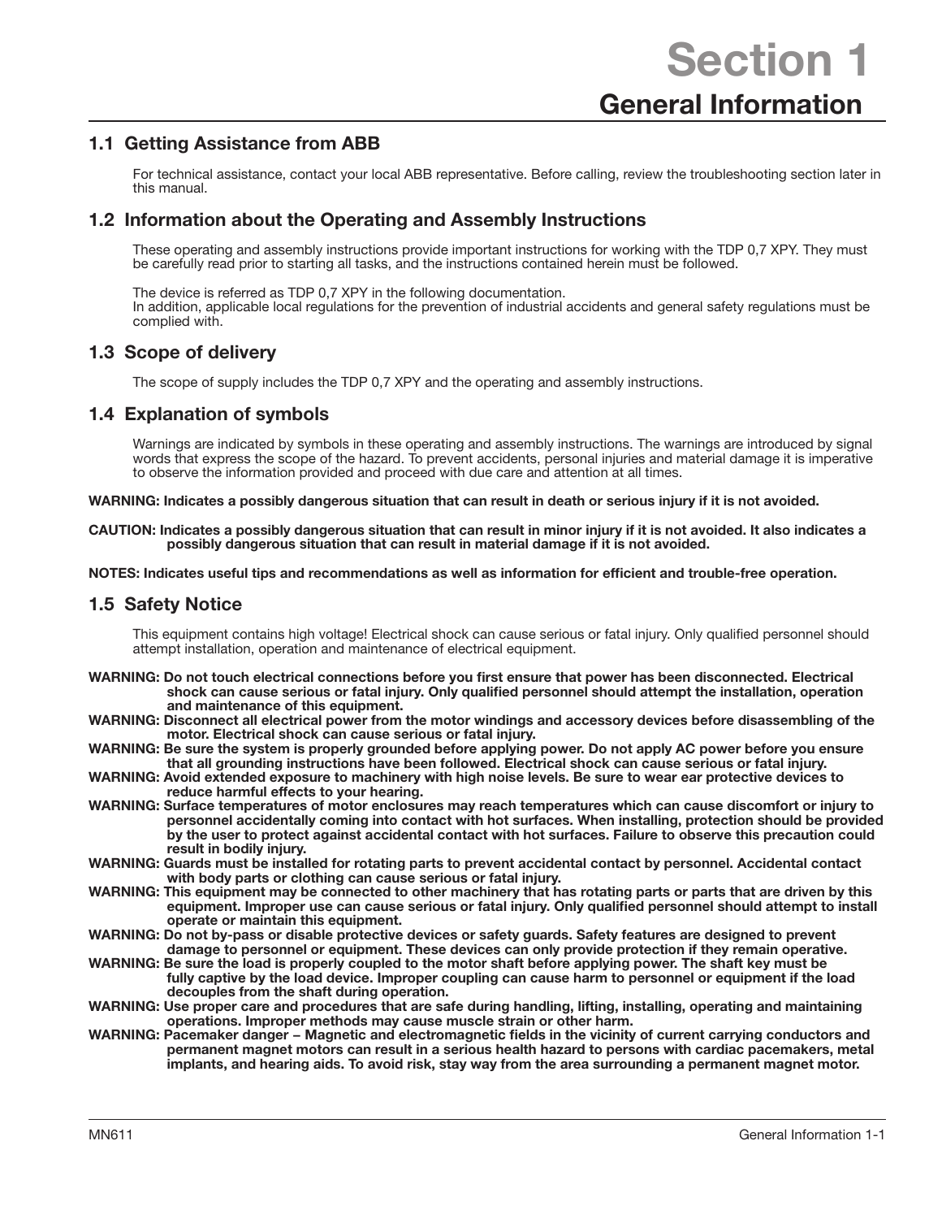# Section 1

## General Information

### 1.1 Getting Assistance from ABB

For technical assistance, contact your local ABB representative. Before calling, review the troubleshooting section later in this manual.

### 1.2 Information about the Operating and Assembly Instructions

These operating and assembly instructions provide important instructions for working with the TDP 0,7 XPY. They must be carefully read prior to starting all tasks, and the instructions contained herein must be followed.

The device is referred as TDP 0,7 XPY in the following documentation.
In addition, applicable local regulations for the prevention of industrial accidents and general safety regulations must be complied with.

### 1.3 Scope of delivery

The scope of supply includes the TDP 0,7 XPY and the operating and assembly instructions.

### 1.4 Explanation of symbols

Warnings are indicated by symbols in these operating and assembly instructions. The warnings are introduced by signal words that express the scope of the hazard. To prevent accidents, personal injuries and material damage it is imperative to observe the information provided and proceed with due care and attention at all times.

**WARNING: Indicates a possibly dangerous situation that can result in death or serious injury if it is not avoided.**

**CAUTION: Indicates a possibly dangerous situation that can result in minor injury if it is not avoided. It also indicates a possibly dangerous situation that can result in material damage if it is not avoided.**

**NOTES: Indicates useful tips and recommendations as well as information for efficient and trouble-free operation.**

### 1.5 Safety Notice

This equipment contains high voltage! Electrical shock can cause serious or fatal injury. Only qualified personnel should attempt installation, operation and maintenance of electrical equipment.

**WARNING: Do not touch electrical connections before you first ensure that power has been disconnected. Electrical shock can cause serious or fatal injury. Only qualified personnel should attempt the installation, operation and maintenance of this equipment.**

**WARNING: Disconnect all electrical power from the motor windings and accessory devices before disassembling of the motor. Electrical shock can cause serious or fatal injury.**

**WARNING: Be sure the system is properly grounded before applying power. Do not apply AC power before you ensure that all grounding instructions have been followed. Electrical shock can cause serious or fatal injury.**

**WARNING: Avoid extended exposure to machinery with high noise levels. Be sure to wear ear protective devices to reduce harmful effects to your hearing.**

**WARNING: Surface temperatures of motor enclosures may reach temperatures which can cause discomfort or injury to personnel accidentally coming into contact with hot surfaces. When installing, protection should be provided by the user to protect against accidental contact with hot surfaces. Failure to observe this precaution could result in bodily injury.**

**WARNING: Guards must be installed for rotating parts to prevent accidental contact by personnel. Accidental contact with body parts or clothing can cause serious or fatal injury.**

**WARNING: This equipment may be connected to other machinery that has rotating parts or parts that are driven by this equipment. Improper use can cause serious or fatal injury. Only qualified personnel should attempt to install operate or maintain this equipment.**

**WARNING: Do not by-pass or disable protective devices or safety guards. Safety features are designed to prevent damage to personnel or equipment. These devices can only provide protection if they remain operative.**

**WARNING: Be sure the load is properly coupled to the motor shaft before applying power. The shaft key must be fully captive by the load device. Improper coupling can cause harm to personnel or equipment if the load decouples from the shaft during operation.**

**WARNING: Use proper care and procedures that are safe during handling, lifting, installing, operating and maintaining operations. Improper methods may cause muscle strain or other harm.**

**WARNING: Pacemaker danger – Magnetic and electromagnetic fields in the vicinity of current carrying conductors and permanent magnet motors can result in a serious health hazard to persons with cardiac pacemakers, metal implants, and hearing aids. To avoid risk, stay way from the area surrounding a permanent magnet motor.**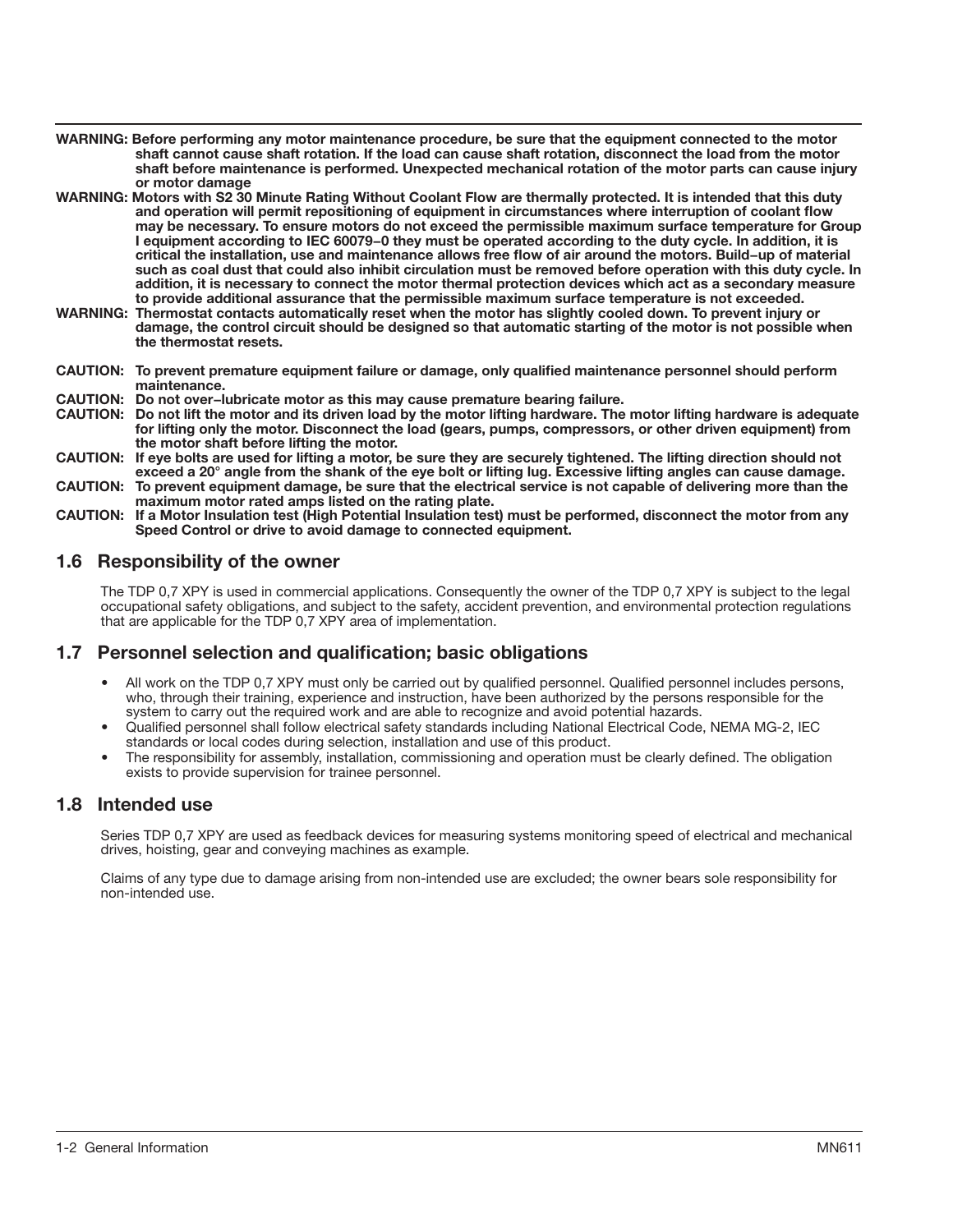**WARNING:** **Before performing any motor maintenance procedure, be sure that the equipment connected to the motor shaft cannot cause shaft rotation. If the load can cause shaft rotation, disconnect the load from the motor shaft before maintenance is performed. Unexpected mechanical rotation of the motor parts can cause injury or motor damage**

**WARNING:** **Motors with S2 30 Minute Rating Without Coolant Flow are thermally protected. It is intended that this duty and operation will permit repositioning of equipment in circumstances where interruption of coolant flow may be necessary. To ensure motors do not exceed the permissible maximum surface temperature for Group I equipment according to IEC 60079–0 they must be operated according to the duty cycle. In addition, it is critical the installation, use and maintenance allows free flow of air around the motors. Build–up of material such as coal dust that could also inhibit circulation must be removed before operation with this duty cycle. In addition, it is necessary to connect the motor thermal protection devices which act as a secondary measure to provide additional assurance that the permissible maximum surface temperature is not exceeded.**

**WARNING:** **Thermostat contacts automatically reset when the motor has slightly cooled down. To prevent injury or damage, the control circuit should be designed so that automatic starting of the motor is not possible when the thermostat resets.**

**CAUTION:** **To prevent premature equipment failure or damage, only qualified maintenance personnel should perform maintenance.**

**CAUTION:** **Do not over–lubricate motor as this may cause premature bearing failure.**

**CAUTION:** **Do not lift the motor and its driven load by the motor lifting hardware. The motor lifting hardware is adequate for lifting only the motor. Disconnect the load (gears, pumps, compressors, or other driven equipment) from the motor shaft before lifting the motor.**

**CAUTION:** **If eye bolts are used for lifting a motor, be sure they are securely tightened. The lifting direction should not exceed a 20° angle from the shank of the eye bolt or lifting lug. Excessive lifting angles can cause damage.**

**CAUTION:** **To prevent equipment damage, be sure that the electrical service is not capable of delivering more than the maximum motor rated amps listed on the rating plate.**

**CAUTION:** **If a Motor Insulation test (High Potential Insulation test) must be performed, disconnect the motor from any Speed Control or drive to avoid damage to connected equipment.**

## 1.6 Responsibility of the owner

The TDP 0,7 XPY is used in commercial applications. Consequently the owner of the TDP 0,7 XPY is subject to the legal occupational safety obligations, and subject to the safety, accident prevention, and environmental protection regulations that are applicable for the TDP 0,7 XPY area of implementation.

## 1.7 Personnel selection and qualification; basic obligations

- All work on the TDP 0,7 XPY must only be carried out by qualified personnel. Qualified personnel includes persons, who, through their training, experience and instruction, have been authorized by the persons responsible for the system to carry out the required work and are able to recognize and avoid potential hazards.
- Qualified personnel shall follow electrical safety standards including National Electrical Code, NEMA MG-2, IEC standards or local codes during selection, installation and use of this product.
- The responsibility for assembly, installation, commissioning and operation must be clearly defined. The obligation exists to provide supervision for trainee personnel.

## 1.8 Intended use

Series TDP 0,7 XPY are used as feedback devices for measuring systems monitoring speed of electrical and mechanical drives, hoisting, gear and conveying machines as example.

Claims of any type due to damage arising from non-intended use are excluded; the owner bears sole responsibility for non-intended use.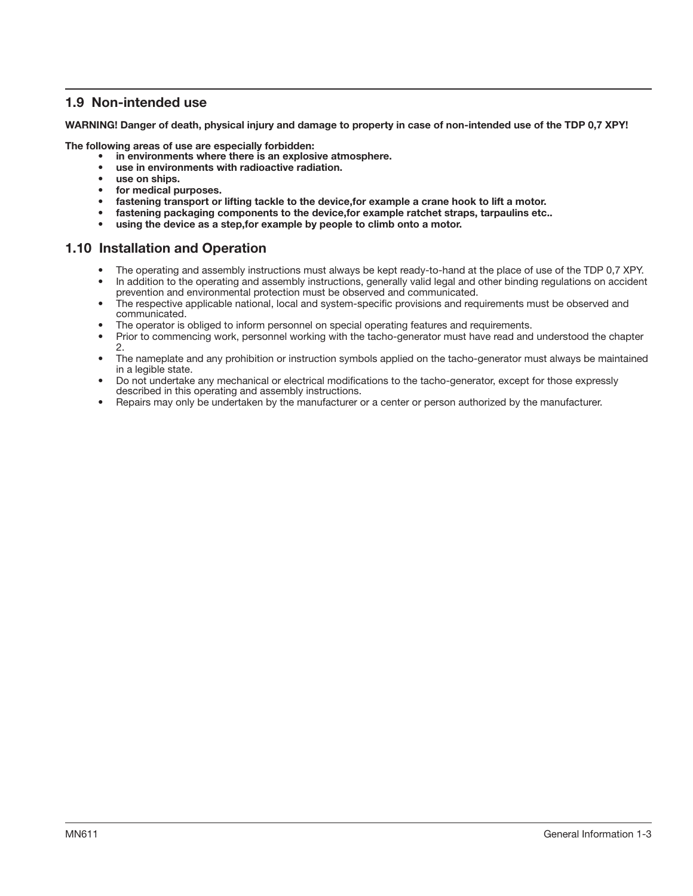## 1.9 Non-intended use

**WARNING! Danger of death, physical injury and damage to property in case of non-intended use of the TDP 0,7 XPY!**

**The following areas of use are especially forbidden:**

- **in environments where there is an explosive atmosphere.**
- **use in environments with radioactive radiation.**
- **use on ships.**
- **for medical purposes.**
- **fastening transport or lifting tackle to the device,for example a crane hook to lift a motor.**
- **fastening packaging components to the device,for example ratchet straps, tarpaulins etc..**
- **using the device as a step,for example by people to climb onto a motor.**

## 1.10 Installation and Operation

- The operating and assembly instructions must always be kept ready-to-hand at the place of use of the TDP 0,7 XPY.
- In addition to the operating and assembly instructions, generally valid legal and other binding regulations on accident prevention and environmental protection must be observed and communicated.
- The respective applicable national, local and system-specific provisions and requirements must be observed and communicated.
- The operator is obliged to inform personnel on special operating features and requirements.
- Prior to commencing work, personnel working with the tacho-generator must have read and understood the chapter 2.
- The nameplate and any prohibition or instruction symbols applied on the tacho-generator must always be maintained in a legible state.
- Do not undertake any mechanical or electrical modifications to the tacho-generator, except for those expressly described in this operating and assembly instructions.
- Repairs may only be undertaken by the manufacturer or a center or person authorized by the manufacturer.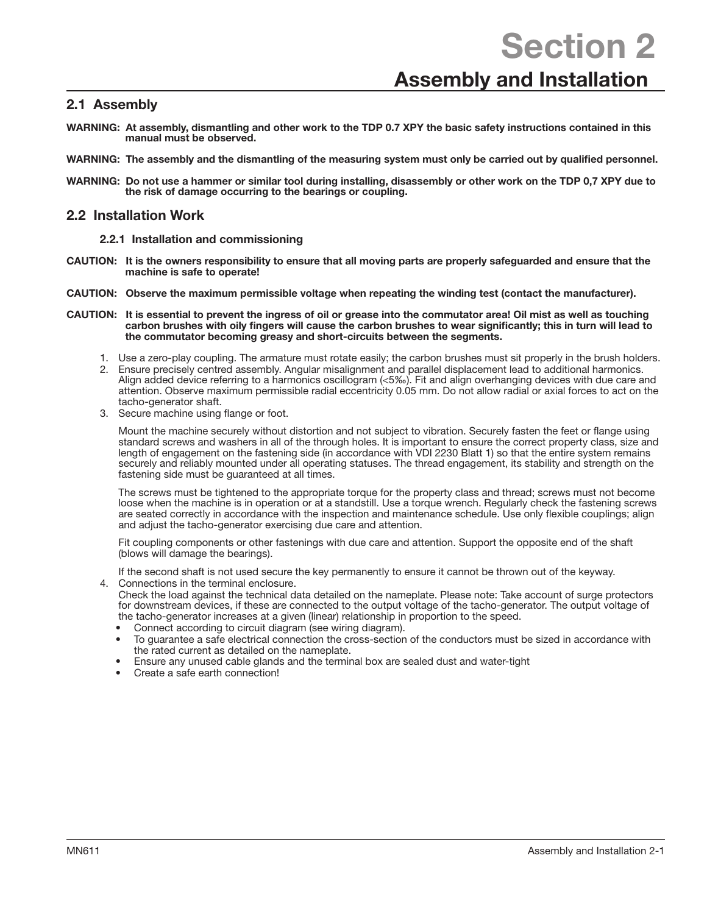# Section 2

# Assembly and Installation

## 2.1 Assembly

**WARNING: At assembly, dismantling and other work to the TDP 0.7 XPY the basic safety instructions contained in this manual must be observed.**

**WARNING: The assembly and the dismantling of the measuring system must only be carried out by qualified personnel.**

**WARNING: Do not use a hammer or similar tool during installing, disassembly or other work on the TDP 0,7 XPY due to the risk of damage occurring to the bearings or coupling.**

## 2.2 Installation Work

### 2.2.1 Installation and commissioning

**CAUTION: It is the owners responsibility to ensure that all moving parts are properly safeguarded and ensure that the machine is safe to operate!**

**CAUTION: Observe the maximum permissible voltage when repeating the winding test (contact the manufacturer).**

**CAUTION: It is essential to prevent the ingress of oil or grease into the commutator area! Oil mist as well as touching carbon brushes with oily fingers will cause the carbon brushes to wear significantly; this in turn will lead to the commutator becoming greasy and short-circuits between the segments.**

1. Use a zero-play coupling. The armature must rotate easily; the carbon brushes must sit properly in the brush holders.
2. Ensure precisely centred assembly. Angular misalignment and parallel displacement lead to additional harmonics. Align added device referring to a harmonics oscillogram (<5‰). Fit and align overhanging devices with due care and attention. Observe maximum permissible radial eccentricity 0.05 mm. Do not allow radial or axial forces to act on the tacho-generator shaft.
3. Secure machine using flange or foot.

   Mount the machine securely without distortion and not subject to vibration. Securely fasten the feet or flange using standard screws and washers in all of the through holes. It is important to ensure the correct property class, size and length of engagement on the fastening side (in accordance with VDI 2230 Blatt 1) so that the entire system remains securely and reliably mounted under all operating statuses. The thread engagement, its stability and strength on the fastening side must be guaranteed at all times.

   The screws must be tightened to the appropriate torque for the property class and thread; screws must not become loose when the machine is in operation or at a standstill. Use a torque wrench. Regularly check the fastening screws are seated correctly in accordance with the inspection and maintenance schedule. Use only flexible couplings; align and adjust the tacho-generator exercising due care and attention.

   Fit coupling components or other fastenings with due care and attention. Support the opposite end of the shaft (blows will damage the bearings).

   If the second shaft is not used secure the key permanently to ensure it cannot be thrown out of the keyway.
4. Connections in the terminal enclosure.
   Check the load against the technical data detailed on the nameplate. Please note: Take account of surge protectors for downstream devices, if these are connected to the output voltage of the tacho-generator. The output voltage of the tacho-generator increases at a given (linear) relationship in proportion to the speed.
   - Connect according to circuit diagram (see wiring diagram).
   - To guarantee a safe electrical connection the cross-section of the conductors must be sized in accordance with the rated current as detailed on the nameplate.
   - Ensure any unused cable glands and the terminal box are sealed dust and water-tight
   - Create a safe earth connection!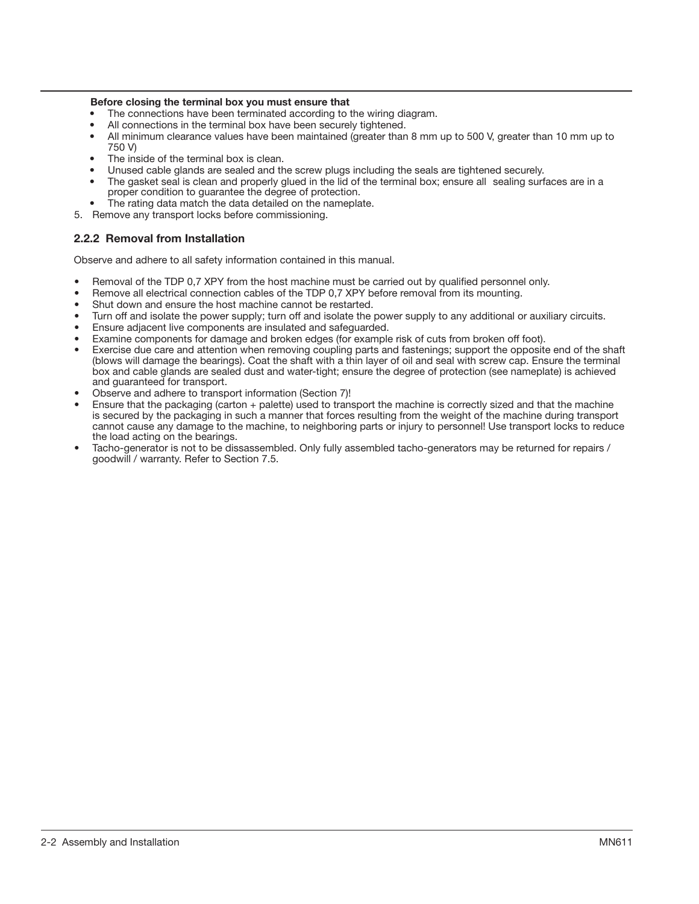**Before closing the terminal box you must ensure that**

- The connections have been terminated according to the wiring diagram.
- All connections in the terminal box have been securely tightened.
- All minimum clearance values have been maintained (greater than 8 mm up to 500 V, greater than 10 mm up to 750 V)
- The inside of the terminal box is clean.
- Unused cable glands are sealed and the screw plugs including the seals are tightened securely.
- The gasket seal is clean and properly glued in the lid of the terminal box; ensure all sealing surfaces are in a proper condition to guarantee the degree of protection.
- The rating data match the data detailed on the nameplate.

5. Remove any transport locks before commissioning.

### 2.2.2 Removal from Installation

Observe and adhere to all safety information contained in this manual.

- Removal of the TDP 0,7 XPY from the host machine must be carried out by qualified personnel only.
- Remove all electrical connection cables of the TDP 0,7 XPY before removal from its mounting.
- Shut down and ensure the host machine cannot be restarted.
- Turn off and isolate the power supply; turn off and isolate the power supply to any additional or auxiliary circuits.
- Ensure adjacent live components are insulated and safeguarded.
- Examine components for damage and broken edges (for example risk of cuts from broken off foot).
- Exercise due care and attention when removing coupling parts and fastenings; support the opposite end of the shaft (blows will damage the bearings). Coat the shaft with a thin layer of oil and seal with screw cap. Ensure the terminal box and cable glands are sealed dust and water-tight; ensure the degree of protection (see nameplate) is achieved and guaranteed for transport.
- Observe and adhere to transport information (Section 7)!
- Ensure that the packaging (carton + palette) used to transport the machine is correctly sized and that the machine is secured by the packaging in such a manner that forces resulting from the weight of the machine during transport cannot cause any damage to the machine, to neighboring parts or injury to personnel! Use transport locks to reduce the load acting on the bearings.
- Tacho-generator is not to be dissassembled. Only fully assembled tacho-generators may be returned for repairs / goodwill / warranty. Refer to Section 7.5.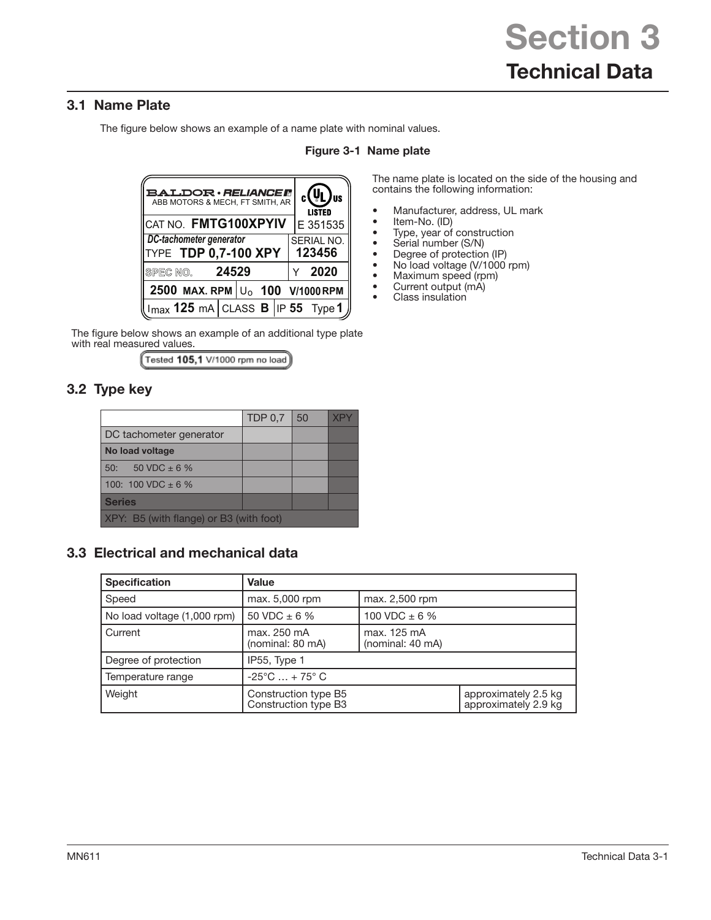# Section 3
## Technical Data

### 3.1 Name Plate

The figure below shows an example of a name plate with nominal values.

**Figure 3-1 Name plate**

| BALDOR • RELIANCE ABB MOTORS & MECH, FT SMITH, AR | | | c UL us LISTED |
|---|---|---|---|
| CAT NO. **FMTG100XPYIV** | | | E 351535 |
| *DC-tachometer generator* TYPE **TDP 0,7-100 XPY** | | | SERIAL NO. **123456** |
| SPEC NO. **24529** | | | Y **2020** |
| **2500 MAX. RPM** | $U_o$ **100 V/1000 RPM** | | |
| $I_{max}$ **125** mA | CLASS **B** | IP **55** | Type **1** |

The name plate is located on the side of the housing and contains the following information:

- Manufacturer, address, UL mark
- Item-No. (ID)
- Type, year of construction
- Serial number (S/N)
- Degree of protection (IP)
- No load voltage (V/1000 rpm)
- Maximum speed (rpm)
- Current output (mA)
- Class insulation

The figure below shows an example of an additional type plate with real measured values.

Tested **105,1** V/1000 rpm no load

### 3.2 Type key

| | TDP 0,7 | 50 | XPY |
|---|---|---|---|
| DC tachometer generator | | | |
| **No load voltage** | | | |
| 50: 50 VDC ± 6 % | | | |
| 100: 100 VDC ± 6 % | | | |
| **Series** | | | |
| XPY: B5 (with flange) or B3 (with foot) | | | |

### 3.3 Electrical and mechanical data

| Specification | Value | | |
|---|---|---|---|
| Speed | max. 5,000 rpm | max. 2,500 rpm | |
| No load voltage (1,000 rpm) | 50 VDC ± 6 % | 100 VDC ± 6 % | |
| Current | max. 250 mA (nominal: 80 mA) | max. 125 mA (nominal: 40 mA) | |
| Degree of protection | IP55, Type 1 | | |
| Temperature range | -25°C … + 75° C | | |
| Weight | Construction type B5<br>Construction type B3 | | approximately 2.5 kg<br>approximately 2.9 kg |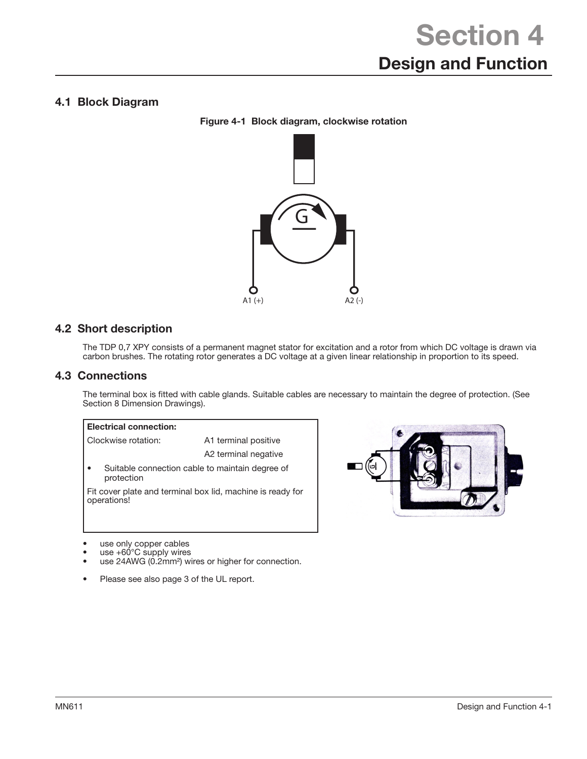# Section 4
## Design and Function

### 4.1 Block Diagram

**Figure 4-1 Block diagram, clockwise rotation**

A1 (+) A2 (-)

### 4.2 Short description

The TDP 0,7 XPY consists of a permanent magnet stator for excitation and a rotor from which DC voltage is drawn via carbon brushes. The rotating rotor generates a DC voltage at a given linear relationship in proportion to its speed.

### 4.3 Connections

The terminal box is fitted with cable glands. Suitable cables are necessary to maintain the degree of protection. (See Section 8 Dimension Drawings).

**Electrical connection:**

| Clockwise rotation: | A1 terminal positive |
|---|---|
| | A2 terminal negative |

- Suitable connection cable to maintain degree of protection

Fit cover plate and terminal box lid, machine is ready for operations!

- use only copper cables
- use +60°C supply wires
- use 24AWG (0.2mm²) wires or higher for connection.

- Please see also page 3 of the UL report.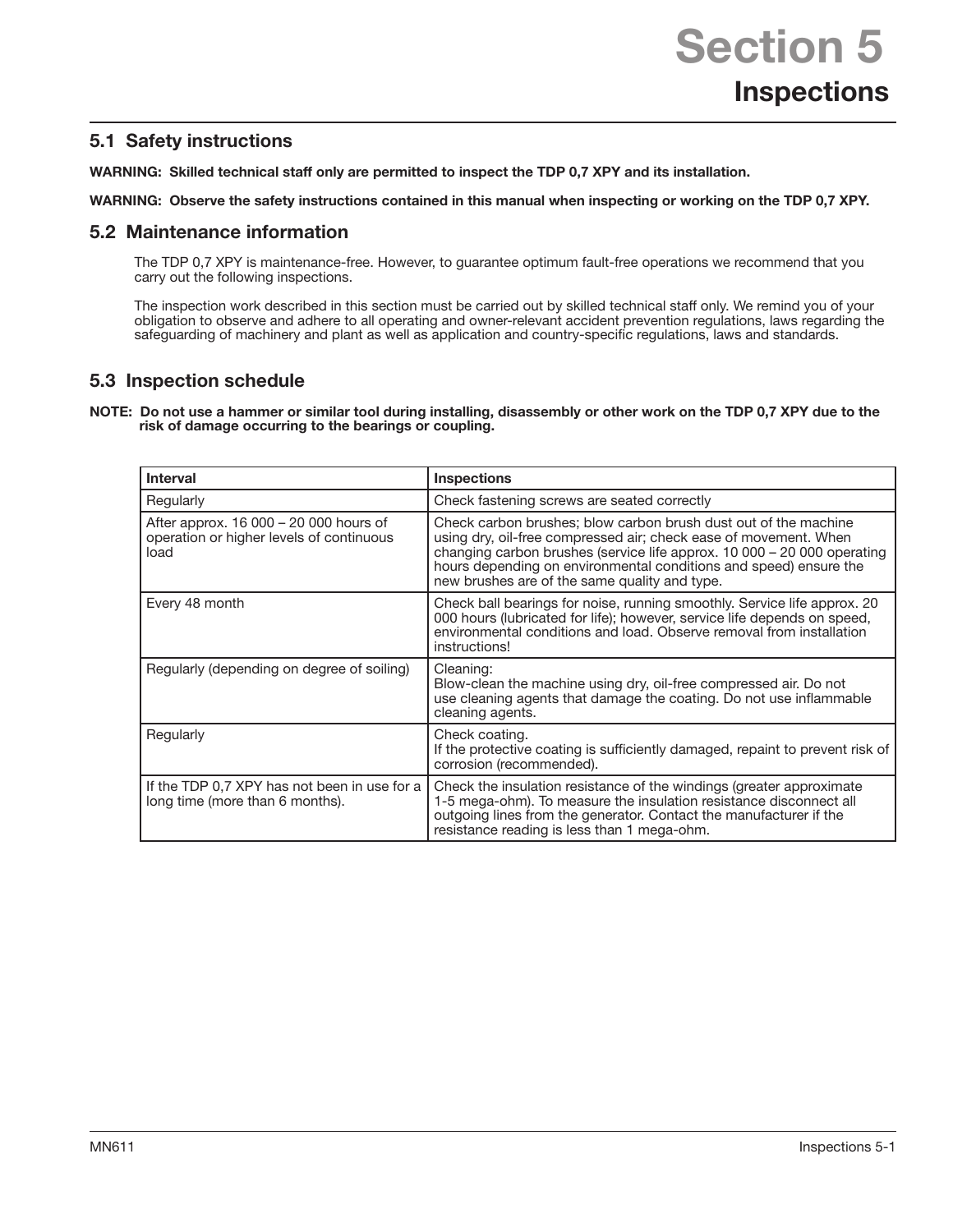# Section 5
## Inspections

### 5.1 Safety instructions

**WARNING: Skilled technical staff only are permitted to inspect the TDP 0,7 XPY and its installation.**

**WARNING: Observe the safety instructions contained in this manual when inspecting or working on the TDP 0,7 XPY.**

### 5.2 Maintenance information

The TDP 0,7 XPY is maintenance-free. However, to guarantee optimum fault-free operations we recommend that you carry out the following inspections.

The inspection work described in this section must be carried out by skilled technical staff only. We remind you of your obligation to observe and adhere to all operating and owner-relevant accident prevention regulations, laws regarding the safeguarding of machinery and plant as well as application and country-specific regulations, laws and standards.

### 5.3 Inspection schedule

**NOTE: Do not use a hammer or similar tool during installing, disassembly or other work on the TDP 0,7 XPY due to the risk of damage occurring to the bearings or coupling.**

| **Interval** | **Inspections** |
|---|---|
| Regularly | Check fastening screws are seated correctly |
| After approx. 16 000 – 20 000 hours of operation or higher levels of continuous load | Check carbon brushes; blow carbon brush dust out of the machine using dry, oil-free compressed air; check ease of movement. When changing carbon brushes (service life approx. 10 000 – 20 000 operating hours depending on environmental conditions and speed) ensure the new brushes are of the same quality and type. |
| Every 48 month | Check ball bearings for noise, running smoothly. Service life approx. 20 000 hours (lubricated for life); however, service life depends on speed, environmental conditions and load. Observe removal from installation instructions! |
| Regularly (depending on degree of soiling) | Cleaning:<br>Blow-clean the machine using dry, oil-free compressed air. Do not use cleaning agents that damage the coating. Do not use inflammable cleaning agents. |
| Regularly | Check coating.<br>If the protective coating is sufficiently damaged, repaint to prevent risk of corrosion (recommended). |
| If the TDP 0,7 XPY has not been in use for a long time (more than 6 months). | Check the insulation resistance of the windings (greater approximate 1-5 mega-ohm). To measure the insulation resistance disconnect all outgoing lines from the generator. Contact the manufacturer if the resistance reading is less than 1 mega-ohm. |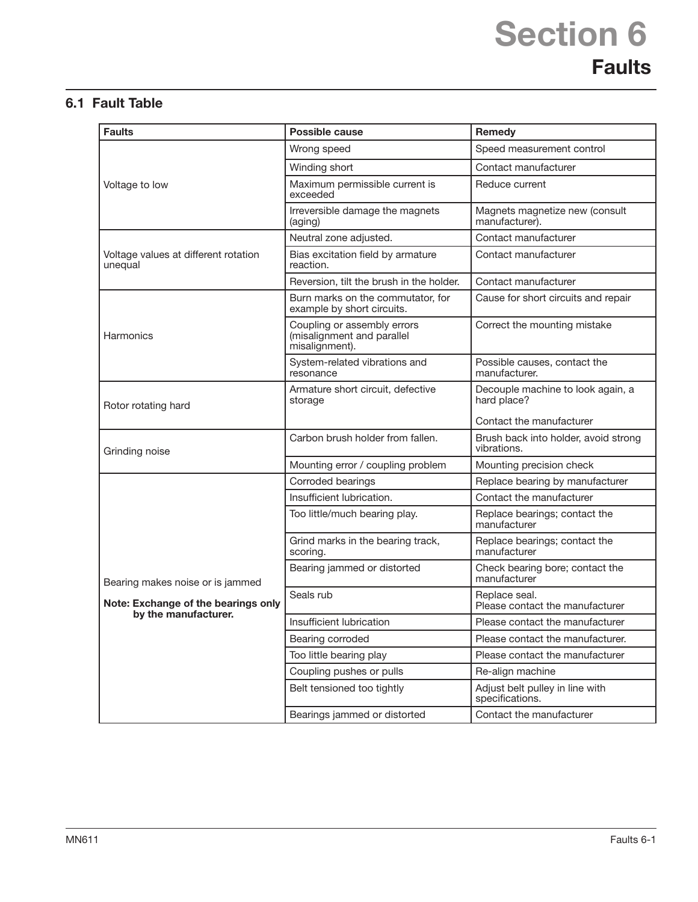# Section 6
## Faults

### 6.1 Fault Table

| Faults | Possible cause | Remedy |
|---|---|---|
| Voltage to low | Wrong speed | Speed measurement control |
| | Winding short | Contact manufacturer |
| | Maximum permissible current is exceeded | Reduce current |
| | Irreversible damage the magnets (aging) | Magnets magnetize new (consult manufacturer). |
| Voltage values at different rotation unequal | Neutral zone adjusted. | Contact manufacturer |
| | Bias excitation field by armature reaction. | Contact manufacturer |
| | Reversion, tilt the brush in the holder. | Contact manufacturer |
| Harmonics | Burn marks on the commutator, for example by short circuits. | Cause for short circuits and repair |
| | Coupling or assembly errors (misalignment and parallel misalignment). | Correct the mounting mistake |
| | System-related vibrations and resonance | Possible causes, contact the manufacturer. |
| Rotor rotating hard | Armature short circuit, defective storage | Decouple machine to look again, a hard place?<br><br>Contact the manufacturer |
| Grinding noise | Carbon brush holder from fallen. | Brush back into holder, avoid strong vibrations. |
| | Mounting error / coupling problem | Mounting precision check |
| Bearing makes noise or is jammed<br><br>**Note: Exchange of the bearings only by the manufacturer.** | Corroded bearings | Replace bearing by manufacturer |
| | Insufficient lubrication. | Contact the manufacturer |
| | Too little/much bearing play. | Replace bearings; contact the manufacturer |
| | Grind marks in the bearing track, scoring. | Replace bearings; contact the manufacturer |
| | Bearing jammed or distorted | Check bearing bore; contact the manufacturer |
| | Seals rub | Replace seal.<br>Please contact the manufacturer |
| | Insufficient lubrication | Please contact the manufacturer |
| | Bearing corroded | Please contact the manufacturer. |
| | Too little bearing play | Please contact the manufacturer |
| | Coupling pushes or pulls | Re-align machine |
| | Belt tensioned too tightly | Adjust belt pulley in line with specifications. |
| | Bearings jammed or distorted | Contact the manufacturer |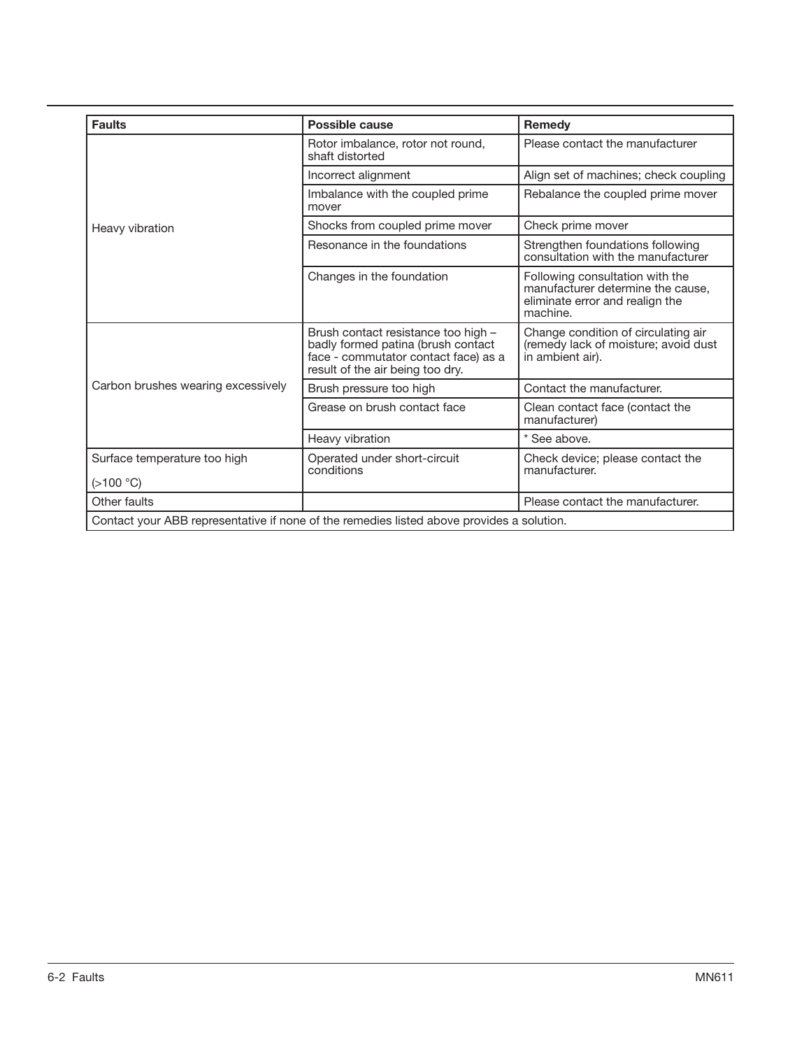| Faults | Possible cause | Remedy |
|---|---|---|
| Heavy vibration | Rotor imbalance, rotor not round, shaft distorted | Please contact the manufacturer |
| | Incorrect alignment | Align set of machines; check coupling |
| | Imbalance with the coupled prime mover | Rebalance the coupled prime mover |
| | Shocks from coupled prime mover | Check prime mover |
| | Resonance in the foundations | Strengthen foundations following consultation with the manufacturer |
| | Changes in the foundation | Following consultation with the manufacturer determine the cause, eliminate error and realign the machine. |
| Carbon brushes wearing excessively | Brush contact resistance too high – badly formed patina (brush contact face - commutator contact face) as a result of the air being too dry. | Change condition of circulating air (remedy lack of moisture; avoid dust in ambient air). |
| | Brush pressure too high | Contact the manufacturer. |
| | Grease on brush contact face | Clean contact face (contact the manufacturer) |
| | Heavy vibration | * See above. |
| Surface temperature too high (>100 °C) | Operated under short-circuit conditions | Check device; please contact the manufacturer. |
| Other faults | | Please contact the manufacturer. |
| Contact your ABB representative if none of the remedies listed above provides a solution. | | |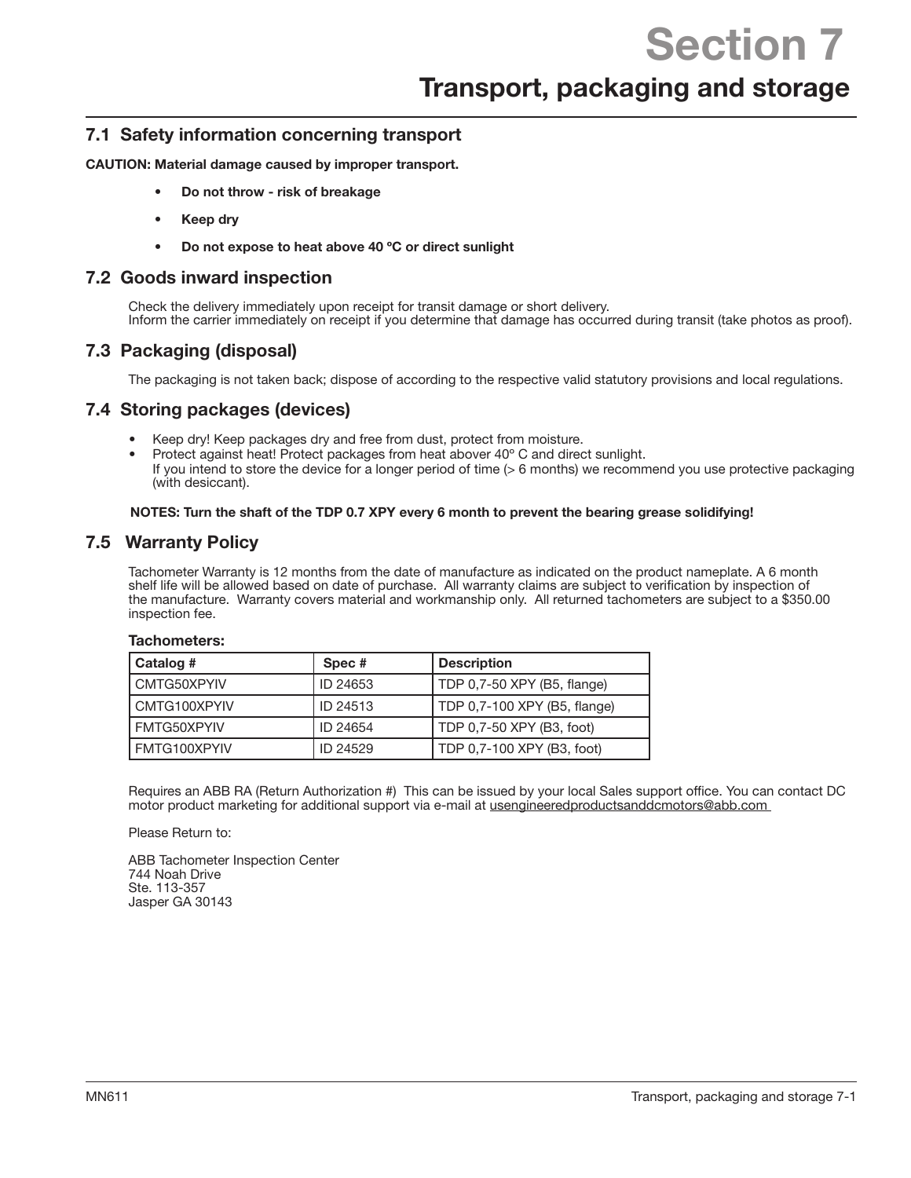# Section 7

## Transport, packaging and storage

### 7.1 Safety information concerning transport

**CAUTION: Material damage caused by improper transport.**

- **Do not throw - risk of breakage**
- **Keep dry**
- **Do not expose to heat above 40 ºC or direct sunlight**

### 7.2 Goods inward inspection

Check the delivery immediately upon receipt for transit damage or short delivery.
Inform the carrier immediately on receipt if you determine that damage has occurred during transit (take photos as proof).

### 7.3 Packaging (disposal)

The packaging is not taken back; dispose of according to the respective valid statutory provisions and local regulations.

### 7.4 Storing packages (devices)

- Keep dry! Keep packages dry and free from dust, protect from moisture.
- Protect against heat! Protect packages from heat above 40º C and direct sunlight.
  If you intend to store the device for a longer period of time (> 6 months) we recommend you use protective packaging (with desiccant).

**NOTES: Turn the shaft of the TDP 0.7 XPY every 6 month to prevent the bearing grease solidifying!**

### 7.5 Warranty Policy

Tachometer Warranty is 12 months from the date of manufacture as indicated on the product nameplate. A 6 month shelf life will be allowed based on date of purchase. All warranty claims are subject to verification by inspection of the manufacture. Warranty covers material and workmanship only. All returned tachometers are subject to a $350.00 inspection fee.

**Tachometers:**

| Catalog # | Spec # | Description |
|---|---|---|
| CMTG50XPYIV | ID 24653 | TDP 0,7-50 XPY (B5, flange) |
| CMTG100XPYIV | ID 24513 | TDP 0,7-100 XPY (B5, flange) |
| FMTG50XPYIV | ID 24654 | TDP 0,7-50 XPY (B3, foot) |
| FMTG100XPYIV | ID 24529 | TDP 0,7-100 XPY (B3, foot) |

Requires an ABB RA (Return Authorization #) This can be issued by your local Sales support office. You can contact DC motor product marketing for additional support via e-mail at usengineeredproductsanddcmotors@abb.com

Please Return to:

ABB Tachometer Inspection Center
744 Noah Drive
Ste. 113-357
Jasper GA 30143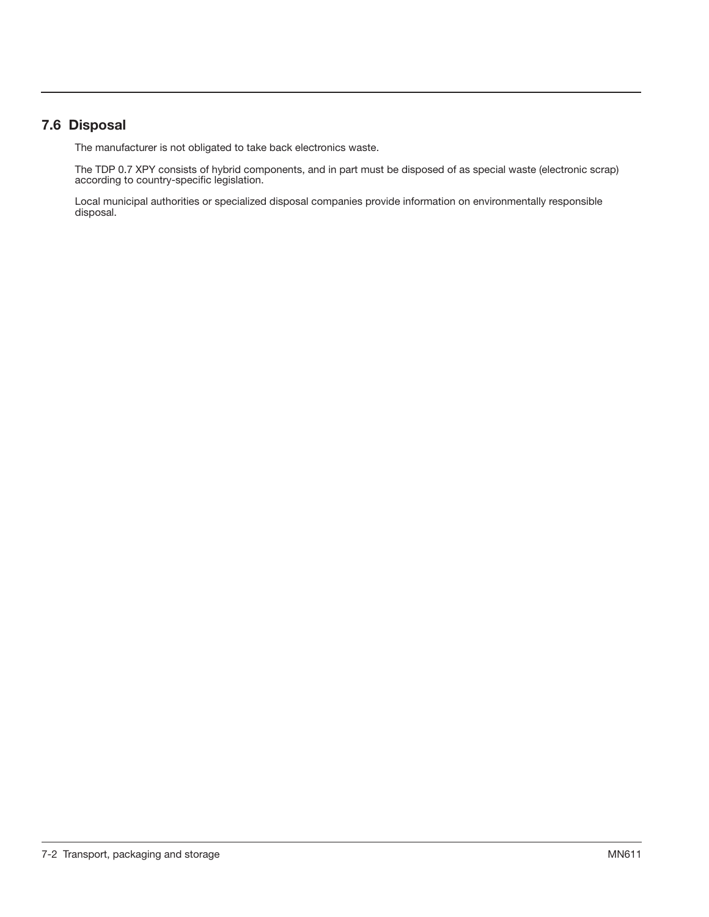## 7.6 Disposal

The manufacturer is not obligated to take back electronics waste.

The TDP 0.7 XPY consists of hybrid components, and in part must be disposed of as special waste (electronic scrap) according to country-specific legislation.

Local municipal authorities or specialized disposal companies provide information on environmentally responsible disposal.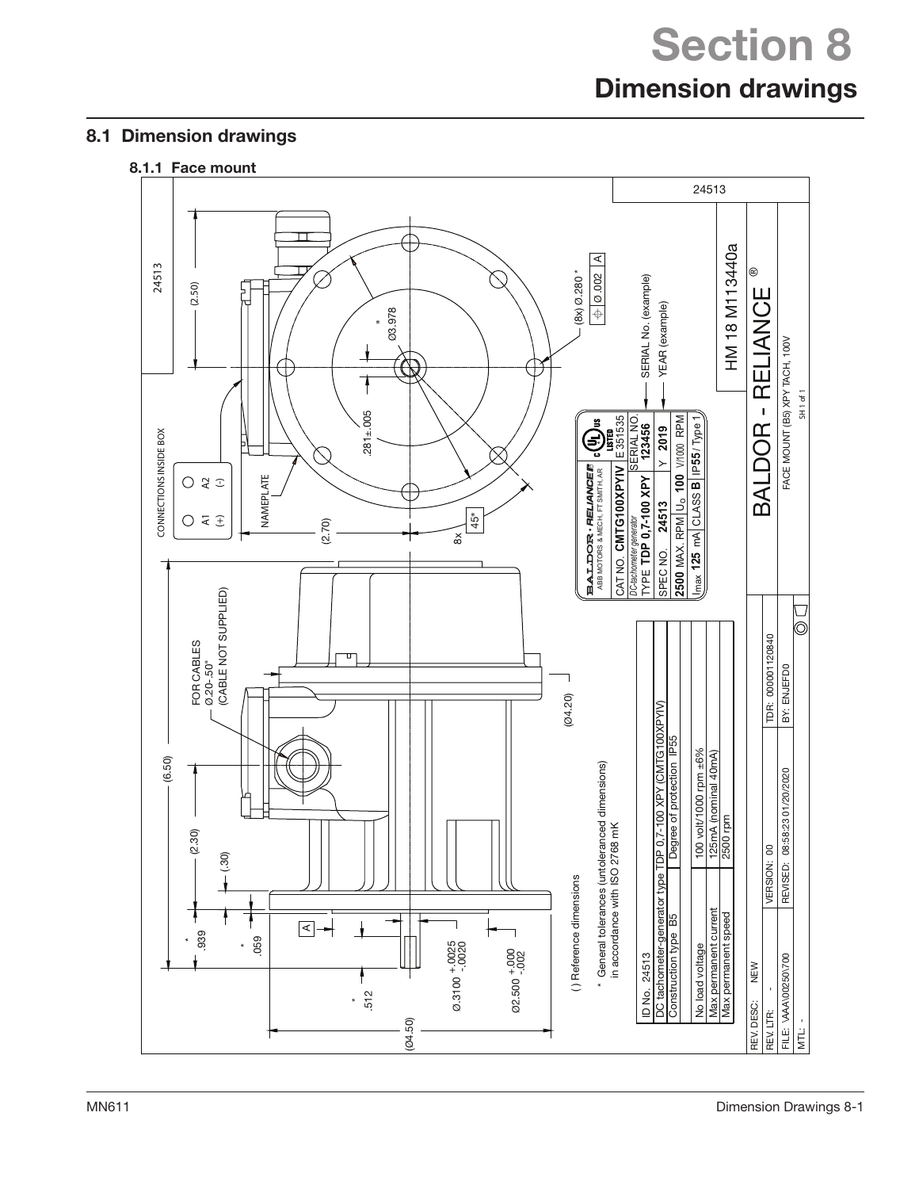# Section 8
## Dimension drawings

### 8.1 Dimension drawings

#### 8.1.1 Face mount

24513

CONNECTIONS INSIDE BOX

A1 (+) A2 (-)

NAMEPLATE

(2.50)

(2.70)

(8x) Ø.280 *

Ø.002 A

*
Ø3.978

.281±.005

8x 45°

FOR CABLES
Ø.20-.50"
(CABLE NOT SUPPLIED)

(6.50)

(2.30)

(.30)

(Ø4.20)

*
.939

*
.059

A

*
.512

Ø.3100 +.0025 -.0020

Ø2.500 +.000 -.002

(Ø4.50)

( ) Reference dimensions

* General tolerances (untoleranced dimensions) in accordance with ISO 2768 mK

BALDOR • RELIANCE
ABB MOTORS & MECH, FT SMITH, AR

UL LISTED E 351535

| CAT NO. CMTG100XPYIV | | SERIAL NO. |
|---|---|---|
| DC-tachometer generator TYPE TDP 0,7-100 XPY | | 123456 |
| SPEC NO. 24513 | | Y 2019 |
| 2500 MAX. RPM | $U_0$ 100 V/1000 RPM | |
| Imax 125 mA | CLASS B | IP55 / Type 1 |

SERIAL No. (example)

YEAR (example)

| ID No. 24513 | |
|---|---|
| DC tachometer-generator type TDP 0,7-100 XPY (CMTG100XPYIV) | |
| Construction type B5 | Degree of protection IP55 |
| No load voltage | 100 volt/1000 rpm ±6% |
| Max permanent current | 125mA (nominal 40mA) |
| Max permanent speed | 2500 rpm |

HM 18 M113440a

BALDOR - RELIANCE ®

FACE MOUNT (B5) XPY TACH, 100V

SH 1 of 1

| REV. DESC: NEW | | |
|---|---|---|
| REV. LTR: - | VERSION: 00 | TDR: 000001120840 |
| FILE: \AAA\00250\700 | REVISED: 08:58:23 01/20/2020 | BY: ENJEFD0 |
| MTL: - | | |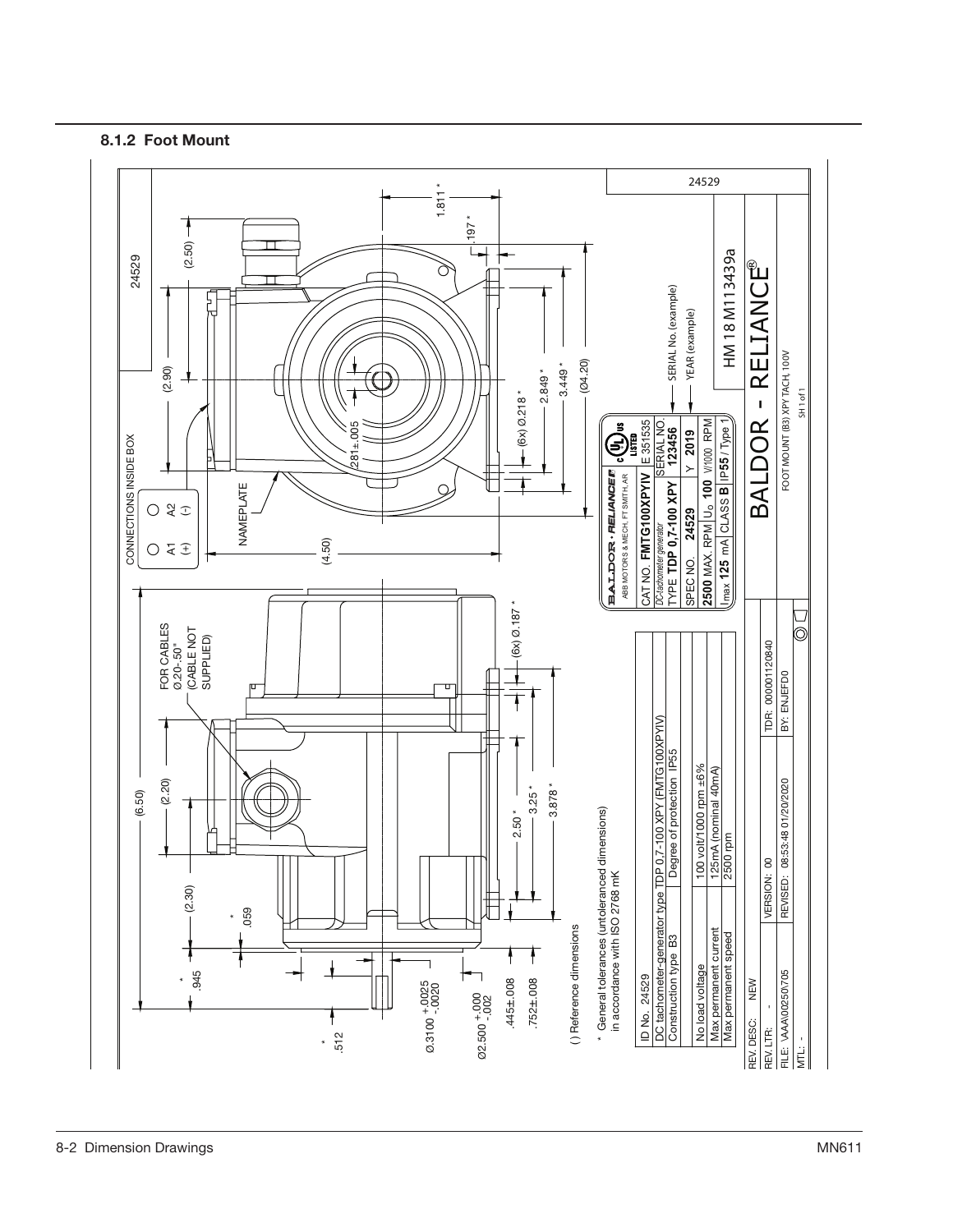### 8.1.2 Foot Mount

24529

CONNECTIONS INSIDE BOX

A1 (+) A2 (-)

NAMEPLATE

FOR CABLES Ø.20-.50" (CABLE NOT SUPPLIED)

(6.50) (2.20) (2.30) .059 * .945 * .512 *

Ø.3100 +.0025 -.0020

Ø2.500 +.000 -.002

.445±.008

.752±.008

2.50 * 3.25 * 3.878 *

(6x) Ø.187 *

(4.50) (2.90) (2.50)

.281±.005

(6x) Ø.218 *

2.849 * 3.449 * (Ø4.20)

1.811 * .197 *

( ) Reference dimensions

* General tolerances (untoleranced dimensions) in accordance with ISO 2768 mK

| ID No. 24529 | |
|---|---|
| DC tachometer-generator type | TDP 0,7-100 XPY (FMTG100XPYIV) |
| Construction type B3 | Degree of protection IP55 |
| No load voltage | 100 volt/1000 rpm ±6% |
| Max permanent current | 125mA (nominal 40mA) |
| Max permanent speed | 2500 rpm |

BALDOR • RELIANCE ABB MOTORS & MECH, FT SMITH, AR

CAT NO. FMTG100XPYIV E 351535

DC-tachometer generator

TYPE TDP 0,7-100 XPY SERIAL NO. 123456 — SERIAL No. (example)

SPEC NO. 24529 Y 2019 — YEAR (example)

2500 MAX. RPM $U_0$ 100 V/1000 RPM

$I_{max}$ 125 mA CLASS B IP55 / Type 1

HM18M113439a

BALDOR - RELIANCE®

FOOT MOUNT (B3) XPY TACH, 100V

SH 1 of 1

| | | |
|---|---|---|
| REV. DESC: NEW | | |
| REV. LTR: - | VERSION: 00 | TDR: 000001120840 |
| FILE: \AAA\00250\705 | REVISED: 08:53:48 01/20/2020 | BY: ENJEFD0 |
| MTL: - | | |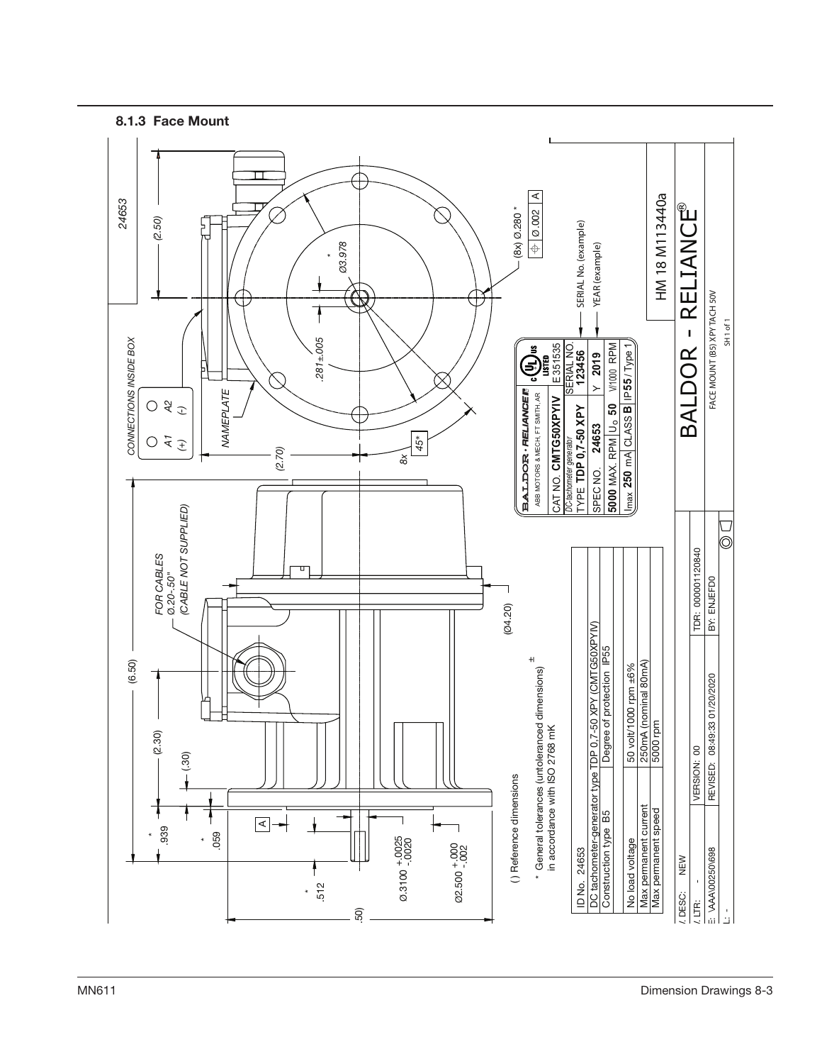### 8.1.3 Face Mount

24653

(2.50)

CONNECTIONS INSIDE BOX

A1 (+) A2 (-)

NAMEPLATE

(2.70)

8x 45*

(8x) Ø.280 *

⌖ Ø.002 A

* Ø3.978

.281±.005

FOR CABLES Ø.20-.50" (CABLE NOT SUPPLIED)

(6.50)

(2.30)

(.30)

* .939

* .059

A

* .512

.50)

Ø.3100 +.0025 -.0020

Ø2.500 +.000 -.002

(Ø4.20)

( ) Reference dimensions

* General tolerances (untoleranced dimensions) ± in accordance with ISO 2768 mK

BALDOR · RELIANCE
ABB MOTORS & MECH, FT SMITH, AR

E 351535

| CAT NO. CMTG50XPYIV | | |
|---|---|---|
| DC-tachometer generator TYPE TDP 0,7-50 XPY | | SERIAL NO. 123456 |
| SPEC NO. 24653 | | Y 2019 |
| 5000 MAX. RPM | $U_0$ 50 | V/1000 RPM |
| Imax 250 mA | CLASS B | IP55 / Type 1 |

SERIAL No. (example)

YEAR (example)

| ID No. 24653 | |
|---|---|
| DC tachometer-generator type TDP 0,7-50 XPY (CMTG50XPYIV) | |
| Construction type B5 | Degree of protection IP55 |
| | |
| No load voltage | 50 volt/1000 rpm ±6% |
| Max permanent current | 250mA (nominal 80mA) |
| Max permanent speed | 5000 rpm |

HM 18 M113440a

BALDOR - RELIANCE®

FACE MOUNT (B5) XPY TACH 50V

SH 1 of 1

| DESC: NEW | | |
|---|---|---|
| LTR: - | VERSION: 00 | TDR: 000001120840 |
| E: \AAA\00250\698 | REVISED: 08:49:33 01/20/2020 | BY: ENJEFD0 |
| L: - | | |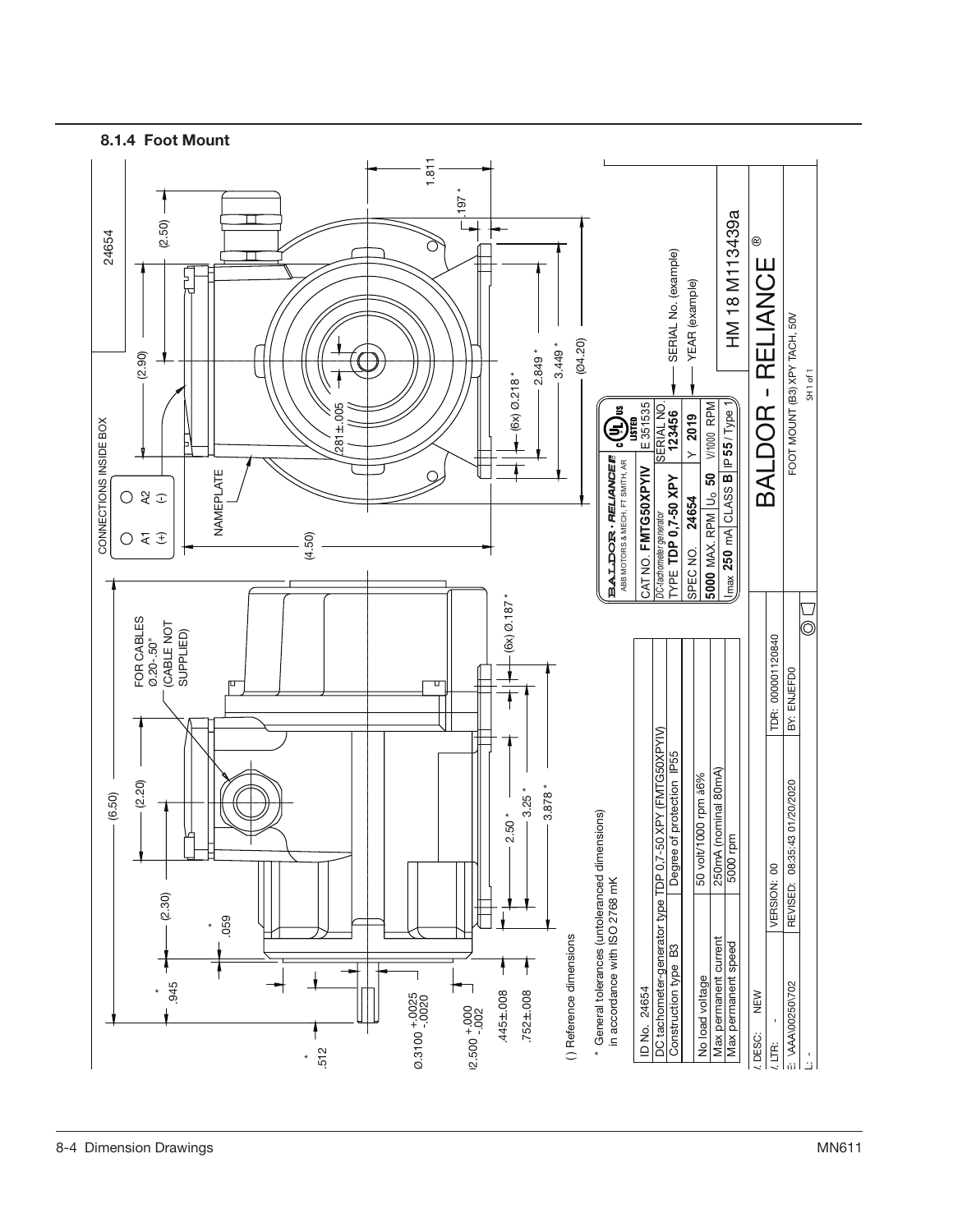### 8.1.4 Foot Mount

24654

CONNECTIONS INSIDE BOX

A1 (+) A2 (-)

NAMEPLATE

FOR CABLES Ø.20-.50" (CABLE NOT SUPPLIED)

(6.50) (2.20) (2.30) (2.90) (2.50) (4.50) (Ø4.20)

1.811 .197 * .281±.005 (6x) Ø.218 * 2.849 * 3.449 *

.945 * .059 * .512 * (6x) Ø.187 * 2.50 * 3.25 * 3.878 *

Ø.3100 +.0025 -.0020

2.500 +.000 -.002

.445±.008

.752±.008

( ) Reference dimensions

\* General tolerances (untoleranced dimensions) in accordance with ISO 2768 mK

| ID No. 24654 | |
|---|---|
| DC tachometer-generator type TDP 0,7-50 XPY (FMTG50XPYIV) | |
| Construction type B3 | Degree of protection IP55 |
| No load voltage | 50 volt/1000 rpm ä6% |
| Max permanent current | 250mA (nominal 80mA) |
| Max permanent speed | 5000 rpm |

BALDOR • RELIANCE  
ABB MOTORS & MECH, FT SMITH, AR  
LISTED E 351535

CAT NO. FMTG50XPYIV  
DC-tachometer generator  
TYPE TDP 0,7-50 XPY  
SERIAL NO. 123456 — SERIAL No. (example)  
SPEC NO. 24654  
Y 2019 — YEAR (example)  
5000 MAX. RPM $U_0$ 50 V/1000 RPM  
Imax 250 mA CLASS B IP 55 / Type 1

HM 18 M113439a

BALDOR - RELIANCE®

FOOT MOUNT (B3) XPY TACH, 50V

SH 1 of 1

| DESC: NEW | | |
|---|---|---|
| LTR: - | VERSION: 00 | TDR: 000001120840 |
| \AAA\00250\702 | REVISED: 08:35:43 01/20/2020 | BY: ENJEFD0 |
| L: - | | |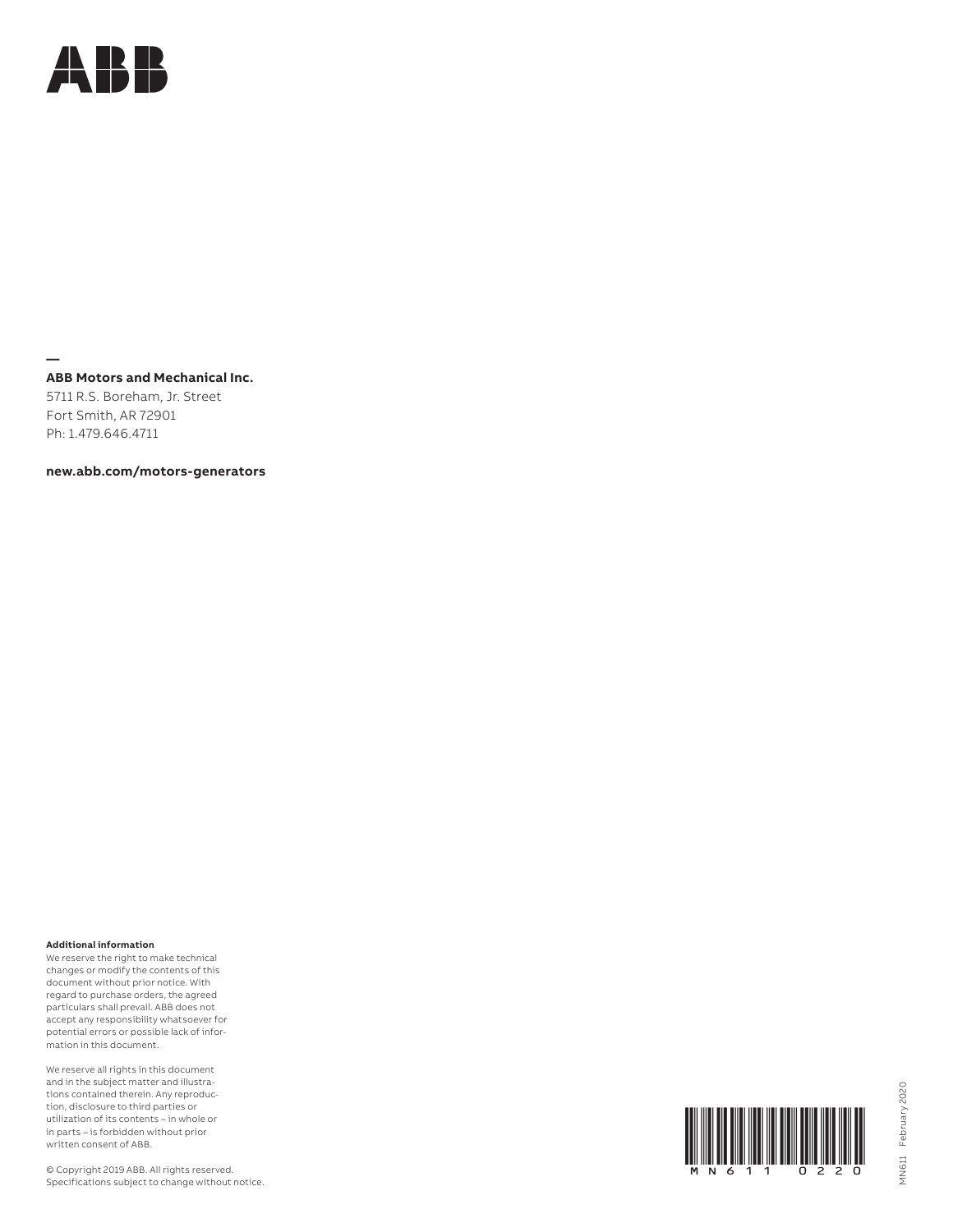ABB

—

**ABB Motors and Mechanical Inc.**
5711 R.S. Boreham, Jr. Street
Fort Smith, AR 72901
Ph: 1.479.646.4711

**new.abb.com/motors-generators**

**Additional information**
We reserve the right to make technical changes or modify the contents of this document without prior notice. With regard to purchase orders, the agreed particulars shall prevail. ABB does not accept any responsibility whatsoever for potential errors or possible lack of information in this document.

We reserve all rights in this document and in the subject matter and illustrations contained therein. Any reproduction, disclosure to third parties or utilization of its contents – in whole or in parts – is forbidden without prior written consent of ABB.

© Copyright 2019 ABB. All rights reserved.
Specifications subject to change without notice.

MN611 0220

MN611 February 2020